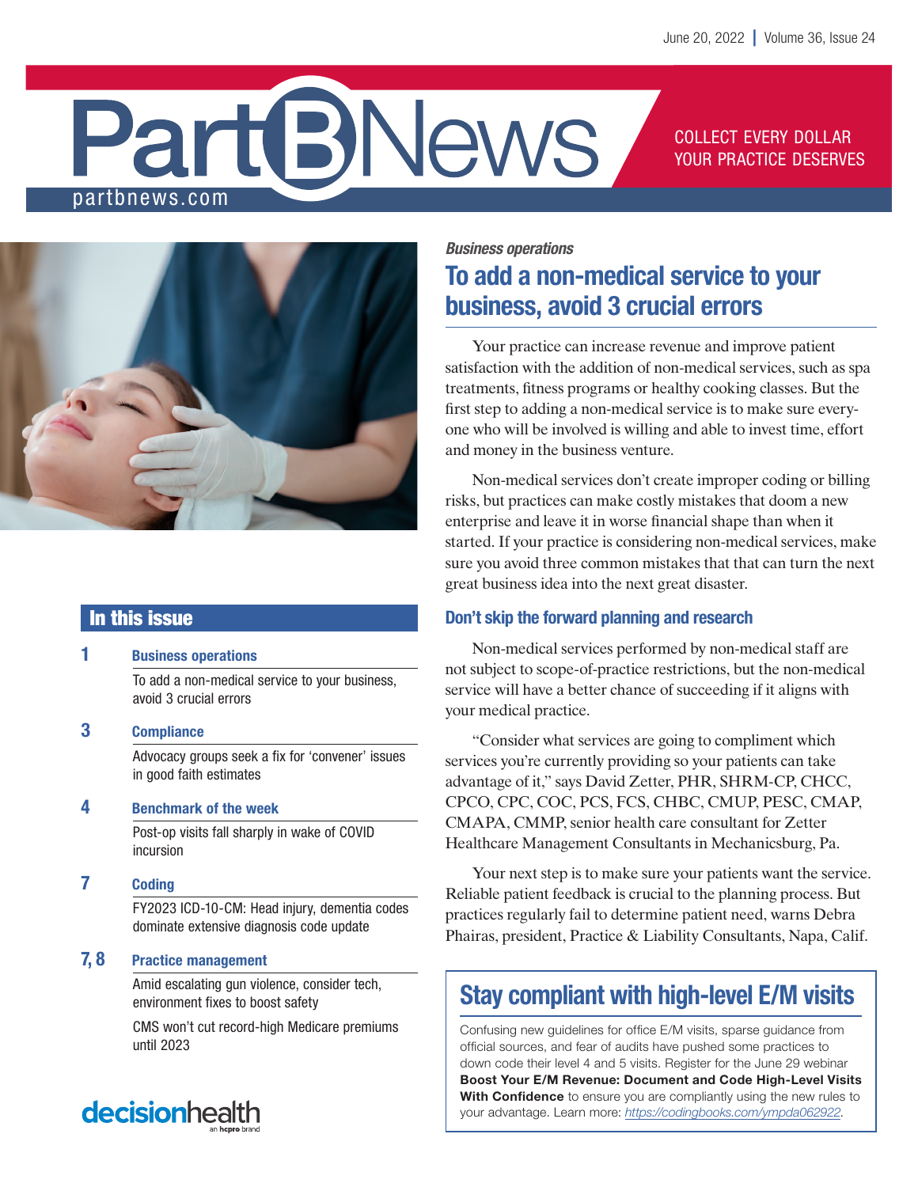# Part B News

partbnews.com

COLLECT EVERY DOLLAR YOUR PRACTICE DESERVES

## In this issue

**1 Business operations**

To add a non-medical service to your business, avoid 3 crucial errors

**3 Compliance**

Advocacy groups seek a fix for 'convener' issues in good faith estimates

**4 Benchmark of the week**

Post-op visits fall sharply in wake of COVID incursion

**7 Coding**

FY2023 ICD-10-CM: Head injury, dementia codes dominate extensive diagnosis code update

**7, 8 Practice management**

Amid escalating gun violence, consider tech, environment fixes to boost safety

CMS won't cut record-high Medicare premiums until 2023

decisionhealth — an hcpro brand

*Business operations*

## To add a non-medical service to your business, avoid 3 crucial errors

Your practice can increase revenue and improve patient satisfaction with the addition of non-medical services, such as spa treatments, fitness programs or healthy cooking classes. But the first step to adding a non-medical service is to make sure everyone who will be involved is willing and able to invest time, effort and money in the business venture.

Non-medical services don't create improper coding or billing risks, but practices can make costly mistakes that doom a new enterprise and leave it in worse financial shape than when it started. If your practice is considering non-medical services, make sure you avoid three common mistakes that that can turn the next great business idea into the next great disaster.

### Don't skip the forward planning and research

Non-medical services performed by non-medical staff are not subject to scope-of-practice restrictions, but the non-medical service will have a better chance of succeeding if it aligns with your medical practice.

"Consider what services are going to compliment which services you're currently providing so your patients can take advantage of it," says David Zetter, PHR, SHRM-CP, CHCC, CPCO, CPC, COC, PCS, FCS, CHBC, CMUP, PESC, CMAP, CMAPA, CMMP, senior health care consultant for Zetter Healthcare Management Consultants in Mechanicsburg, Pa.

Your next step is to make sure your patients want the service. Reliable patient feedback is crucial to the planning process. But practices regularly fail to determine patient need, warns Debra Phairas, president, Practice & Liability Consultants, Napa, Calif.

## Stay compliant with high-level E/M visits

Confusing new guidelines for office E/M visits, sparse guidance from official sources, and fear of audits have pushed some practices to down code their level 4 and 5 visits. Register for the June 29 webinar **Boost Your E/M Revenue: Document and Code High-Level Visits With Confidence** to ensure you are compliantly using the new rules to your advantage. Learn more: *https://codingbooks.com/ympda062922*.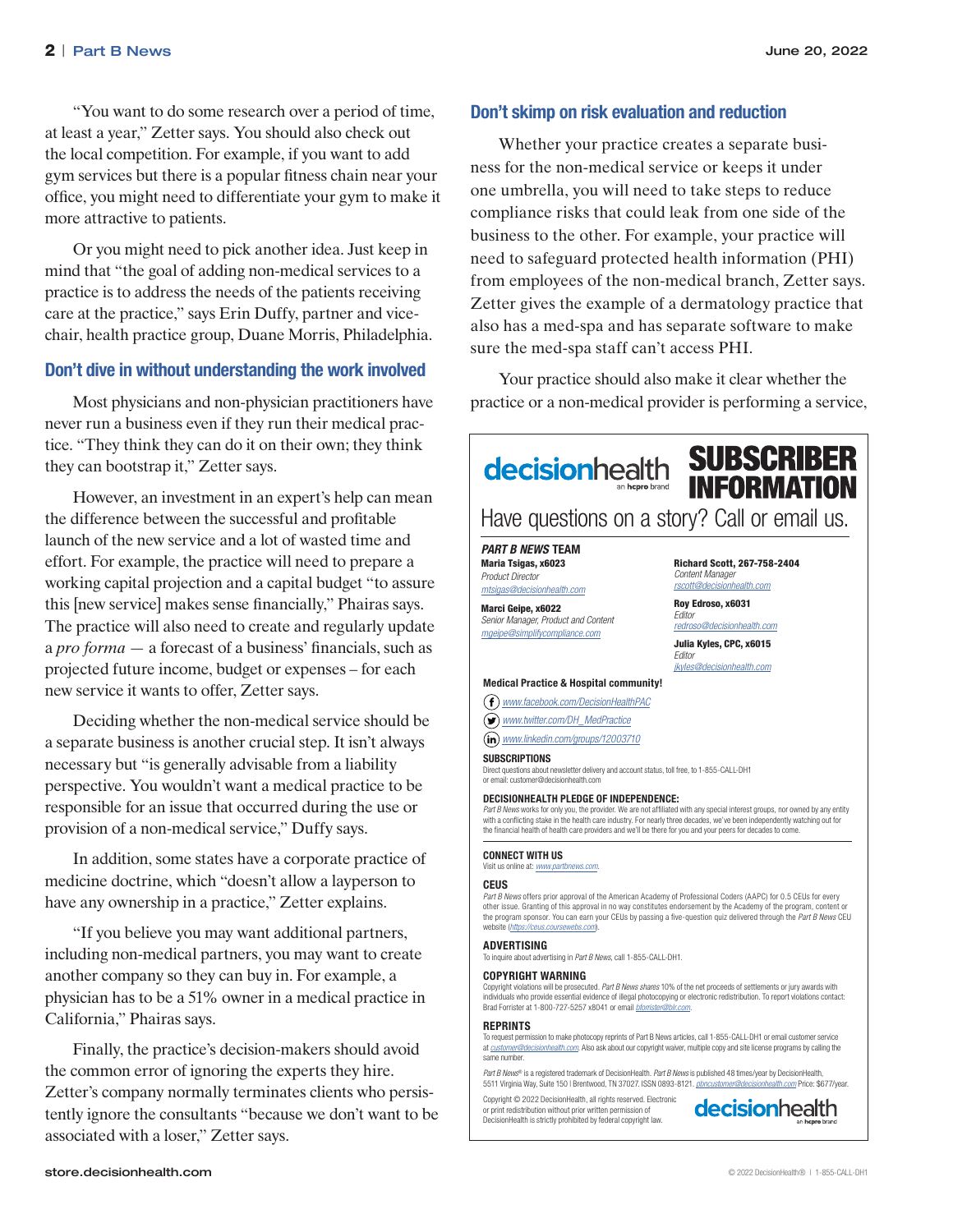"You want to do some research over a period of time, at least a year," Zetter says. You should also check out the local competition. For example, if you want to add gym services but there is a popular fitness chain near your office, you might need to differentiate your gym to make it more attractive to patients.

Or you might need to pick another idea. Just keep in mind that "the goal of adding non-medical services to a practice is to address the needs of the patients receiving care at the practice," says Erin Duffy, partner and vice-chair, health practice group, Duane Morris, Philadelphia.

## Don't dive in without understanding the work involved

Most physicians and non-physician practitioners have never run a business even if they run their medical practice. "They think they can do it on their own; they think they can bootstrap it," Zetter says.

However, an investment in an expert's help can mean the difference between the successful and profitable launch of the new service and a lot of wasted time and effort. For example, the practice will need to prepare a working capital projection and a capital budget "to assure this [new service] makes sense financially," Phairas says. The practice will also need to create and regularly update a *pro forma* — a forecast of a business' financials, such as projected future income, budget or expenses – for each new service it wants to offer, Zetter says.

Deciding whether the non-medical service should be a separate business is another crucial step. It isn't always necessary but "is generally advisable from a liability perspective. You wouldn't want a medical practice to be responsible for an issue that occurred during the use or provision of a non-medical service," Duffy says.

In addition, some states have a corporate practice of medicine doctrine, which "doesn't allow a layperson to have any ownership in a practice," Zetter explains.

"If you believe you may want additional partners, including non-medical partners, you may want to create another company so they can buy in. For example, a physician has to be a 51% owner in a medical practice in California," Phairas says.

Finally, the practice's decision-makers should avoid the common error of ignoring the experts they hire. Zetter's company normally terminates clients who persistently ignore the consultants "because we don't want to be associated with a loser," Zetter says.

## Don't skimp on risk evaluation and reduction

Whether your practice creates a separate business for the non-medical service or keeps it under one umbrella, you will need to take steps to reduce compliance risks that could leak from one side of the business to the other. For example, your practice will need to safeguard protected health information (PHI) from employees of the non-medical branch, Zetter says. Zetter gives the example of a dermatology practice that also has a med-spa and has separate software to make sure the med-spa staff can't access PHI.

Your practice should also make it clear whether the practice or a non-medical provider is performing a service,

---

**decisionhealth** an hcpro brand

# SUBSCRIBER INFORMATION

Have questions on a story? Call or email us.

***PART B NEWS* TEAM**

**Maria Tsigas, x6023**
*Product Director*
*mtsigas@decisionhealth.com*

**Marci Geipe, x6022**
*Senior Manager, Product and Content*
*mgeipe@simplifycompliance.com*

**Richard Scott, 267-758-2404**
*Content Manager*
*rscott@decisionhealth.com*

**Roy Edroso, x6031**
*Editor*
*redroso@decisionhealth.com*

**Julia Kyles, CPC, x6015**
*Editor*
*jkyles@decisionhealth.com*

**Medical Practice & Hospital community!**

- www.facebook.com/DecisionHealthPAC
- www.twitter.com/DH_MedPractice
- www.linkedin.com/groups/12003710

**SUBSCRIPTIONS**

Direct questions about newsletter delivery and account status, toll free, to 1-855-CALL-DH1 or email: customer@decisionhealth.com

**DECISIONHEALTH PLEDGE OF INDEPENDENCE:**

*Part B News* works for only you, the provider. We are not affiliated with any special interest groups, nor owned by any entity with a conflicting stake in the health care industry. For nearly three decades, we've been independently watching out for the financial health of health care providers and we'll be there for you and your peers for decades to come.

**CONNECT WITH US**

Visit us online at: *www.partbnews.com*.

**CEUS**

*Part B News* offers prior approval of the American Academy of Professional Coders (AAPC) for 0.5 CEUs for every other issue. Granting of this approval in no way constitutes endorsement by the Academy of the program, content or the program sponsor. You can earn your CEUs by passing a five-question quiz delivered through the *Part B News* CEU website (*https://ceus.coursewebs.com*).

**ADVERTISING**

To inquire about advertising in *Part B News*, call 1-855-CALL-DH1.

**COPYRIGHT WARNING**

Copyright violations will be prosecuted. *Part B News shares* 10% of the net proceeds of settlements or jury awards with individuals who provide essential evidence of illegal photocopying or electronic redistribution. To report violations contact: Brad Forrister at 1-800-727-5257 x8041 or email *bforrister@blr.com*.

**REPRINTS**

To request permission to make photocopy reprints of Part B News articles, call 1-855-CALL-DH1 or email customer service at *customer@decisionhealth.com*. Also ask about our copyright waiver, multiple copy and site license programs by calling the same number.

*Part B News®* is a registered trademark of DecisionHealth. *Part B News* is published 48 times/year by DecisionHealth, 5511 Virginia Way, Suite 150 | Brentwood, TN 37027. ISSN 0893-8121. *pbncustomer@decisionhealth.com* Price: $677/year.

Copyright © 2022 DecisionHealth, all rights reserved. Electronic or print redistribution without prior written permission of DecisionHealth is strictly prohibited by federal copyright law.

**decisionhealth** an hcpro brand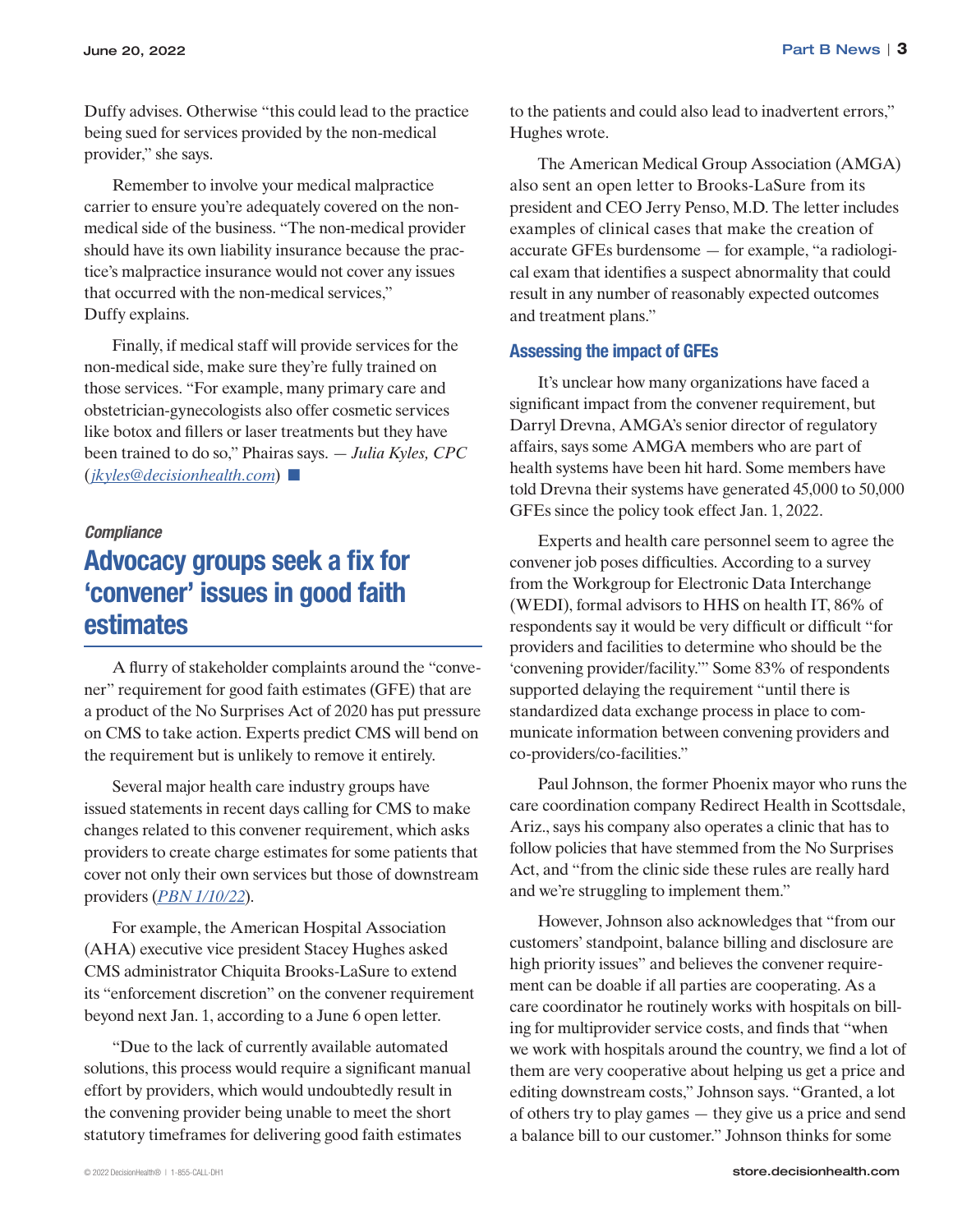Duffy advises. Otherwise "this could lead to the practice being sued for services provided by the non-medical provider," she says.

Remember to involve your medical malpractice carrier to ensure you're adequately covered on the non-medical side of the business. "The non-medical provider should have its own liability insurance because the practice's malpractice insurance would not cover any issues that occurred with the non-medical services," Duffy explains.

Finally, if medical staff will provide services for the non-medical side, make sure they're fully trained on those services. "For example, many primary care and obstetrician-gynecologists also offer cosmetic services like botox and fillers or laser treatments but they have been trained to do so," Phairas says. — *Julia Kyles, CPC* (*jkyles@decisionhealth.com*) ■

*Compliance*

# Advocacy groups seek a fix for 'convener' issues in good faith estimates

A flurry of stakeholder complaints around the "convener" requirement for good faith estimates (GFE) that are a product of the No Surprises Act of 2020 has put pressure on CMS to take action. Experts predict CMS will bend on the requirement but is unlikely to remove it entirely.

Several major health care industry groups have issued statements in recent days calling for CMS to make changes related to this convener requirement, which asks providers to create charge estimates for some patients that cover not only their own services but those of downstream providers (*PBN 1/10/22*).

For example, the American Hospital Association (AHA) executive vice president Stacey Hughes asked CMS administrator Chiquita Brooks-LaSure to extend its "enforcement discretion" on the convener requirement beyond next Jan. 1, according to a June 6 open letter.

"Due to the lack of currently available automated solutions, this process would require a significant manual effort by providers, which would undoubtedly result in the convening provider being unable to meet the short statutory timeframes for delivering good faith estimates to the patients and could also lead to inadvertent errors," Hughes wrote.

The American Medical Group Association (AMGA) also sent an open letter to Brooks-LaSure from its president and CEO Jerry Penso, M.D. The letter includes examples of clinical cases that make the creation of accurate GFEs burdensome — for example, "a radiological exam that identifies a suspect abnormality that could result in any number of reasonably expected outcomes and treatment plans."

## Assessing the impact of GFEs

It's unclear how many organizations have faced a significant impact from the convener requirement, but Darryl Drevna, AMGA's senior director of regulatory affairs, says some AMGA members who are part of health systems have been hit hard. Some members have told Drevna their systems have generated 45,000 to 50,000 GFEs since the policy took effect Jan. 1, 2022.

Experts and health care personnel seem to agree the convener job poses difficulties. According to a survey from the Workgroup for Electronic Data Interchange (WEDI), formal advisors to HHS on health IT, 86% of respondents say it would be very difficult or difficult "for providers and facilities to determine who should be the 'convening provider/facility.'" Some 83% of respondents supported delaying the requirement "until there is standardized data exchange process in place to communicate information between convening providers and co-providers/co-facilities."

Paul Johnson, the former Phoenix mayor who runs the care coordination company Redirect Health in Scottsdale, Ariz., says his company also operates a clinic that has to follow policies that have stemmed from the No Surprises Act, and "from the clinic side these rules are really hard and we're struggling to implement them."

However, Johnson also acknowledges that "from our customers' standpoint, balance billing and disclosure are high priority issues" and believes the convener requirement can be doable if all parties are cooperating. As a care coordinator he routinely works with hospitals on billing for multiprovider service costs, and finds that "when we work with hospitals around the country, we find a lot of them are very cooperative about helping us get a price and editing downstream costs," Johnson says. "Granted, a lot of others try to play games — they give us a price and send a balance bill to our customer." Johnson thinks for some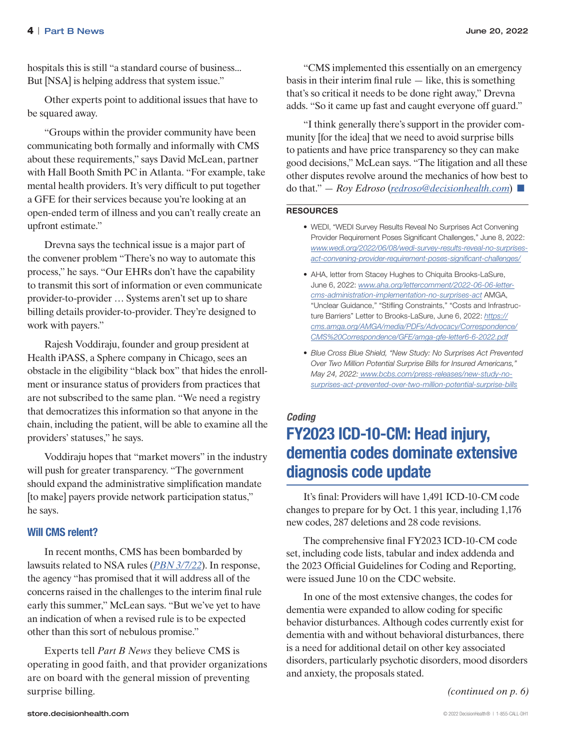hospitals this is still "a standard course of business... But [NSA] is helping address that system issue."

Other experts point to additional issues that have to be squared away.

"Groups within the provider community have been communicating both formally and informally with CMS about these requirements," says David McLean, partner with Hall Booth Smith PC in Atlanta. "For example, take mental health providers. It's very difficult to put together a GFE for their services because you're looking at an open-ended term of illness and you can't really create an upfront estimate."

Drevna says the technical issue is a major part of the convener problem "There's no way to automate this process," he says. "Our EHRs don't have the capability to transmit this sort of information or even communicate provider-to-provider … Systems aren't set up to share billing details provider-to-provider. They're designed to work with payers."

Rajesh Voddiraju, founder and group president at Health iPASS, a Sphere company in Chicago, sees an obstacle in the eligibility "black box" that hides the enrollment or insurance status of providers from practices that are not subscribed to the same plan. "We need a registry that democratizes this information so that anyone in the chain, including the patient, will be able to examine all the providers' statuses," he says.

Voddiraju hopes that "market movers" in the industry will push for greater transparency. "The government should expand the administrative simplification mandate [to make] payers provide network participation status," he says.

### Will CMS relent?

In recent months, CMS has been bombarded by lawsuits related to NSA rules (*PBN 3/7/22*). In response, the agency "has promised that it will address all of the concerns raised in the challenges to the interim final rule early this summer," McLean says. "But we've yet to have an indication of when a revised rule is to be expected other than this sort of nebulous promise."

Experts tell *Part B News* they believe CMS is operating in good faith, and that provider organizations are on board with the general mission of preventing surprise billing.

"CMS implemented this essentially on an emergency basis in their interim final rule — like, this is something that's so critical it needs to be done right away," Drevna adds. "So it came up fast and caught everyone off guard."

"I think generally there's support in the provider community [for the idea] that we need to avoid surprise bills to patients and have price transparency so they can make good decisions," McLean says. "The litigation and all these other disputes revolve around the mechanics of how best to do that." — *Roy Edroso* (*redroso@decisionhealth.com*) ■

#### RESOURCES

- WEDI, "WEDI Survey Results Reveal No Surprises Act Convening Provider Requirement Poses Significant Challenges," June 8, 2022: *www.wedi.org/2022/06/08/wedi-survey-results-reveal-no-surprises-act-convening-provider-requirement-poses-significant-challenges/*
- AHA, letter from Stacey Hughes to Chiquita Brooks-LaSure, June 6, 2022: *www.aha.org/lettercomment/2022-06-06-letter-cms-administration-implementation-no-surprises-act* AMGA, "Unclear Guidance," "Stifling Constraints," "Costs and Infrastructure Barriers" Letter to Brooks-LaSure, June 6, 2022: *https://cms.amga.org/AMGA/media/PDFs/Advocacy/Correspondence/CMS%20Correspondence/GFE/amga-gfe-letter6-6-2022.pdf*
- *Blue Cross Blue Shield, "New Study: No Surprises Act Prevented Over Two Million Potential Surprise Bills for Insured Americans," May 24, 2022: www.bcbs.com/press-releases/new-study-no-surprises-act-prevented-over-two-million-potential-surprise-bills*

*Coding*

## FY2023 ICD-10-CM: Head injury, dementia codes dominate extensive diagnosis code update

It's final: Providers will have 1,491 ICD-10-CM code changes to prepare for by Oct. 1 this year, including 1,176 new codes, 287 deletions and 28 code revisions.

The comprehensive final FY2023 ICD-10-CM code set, including code lists, tabular and index addenda and the 2023 Official Guidelines for Coding and Reporting, were issued June 10 on the CDC website.

In one of the most extensive changes, the codes for dementia were expanded to allow coding for specific behavior disturbances. Although codes currently exist for dementia with and without behavioral disturbances, there is a need for additional detail on other key associated disorders, particularly psychotic disorders, mood disorders and anxiety, the proposals stated.

*(continued on p. 6)*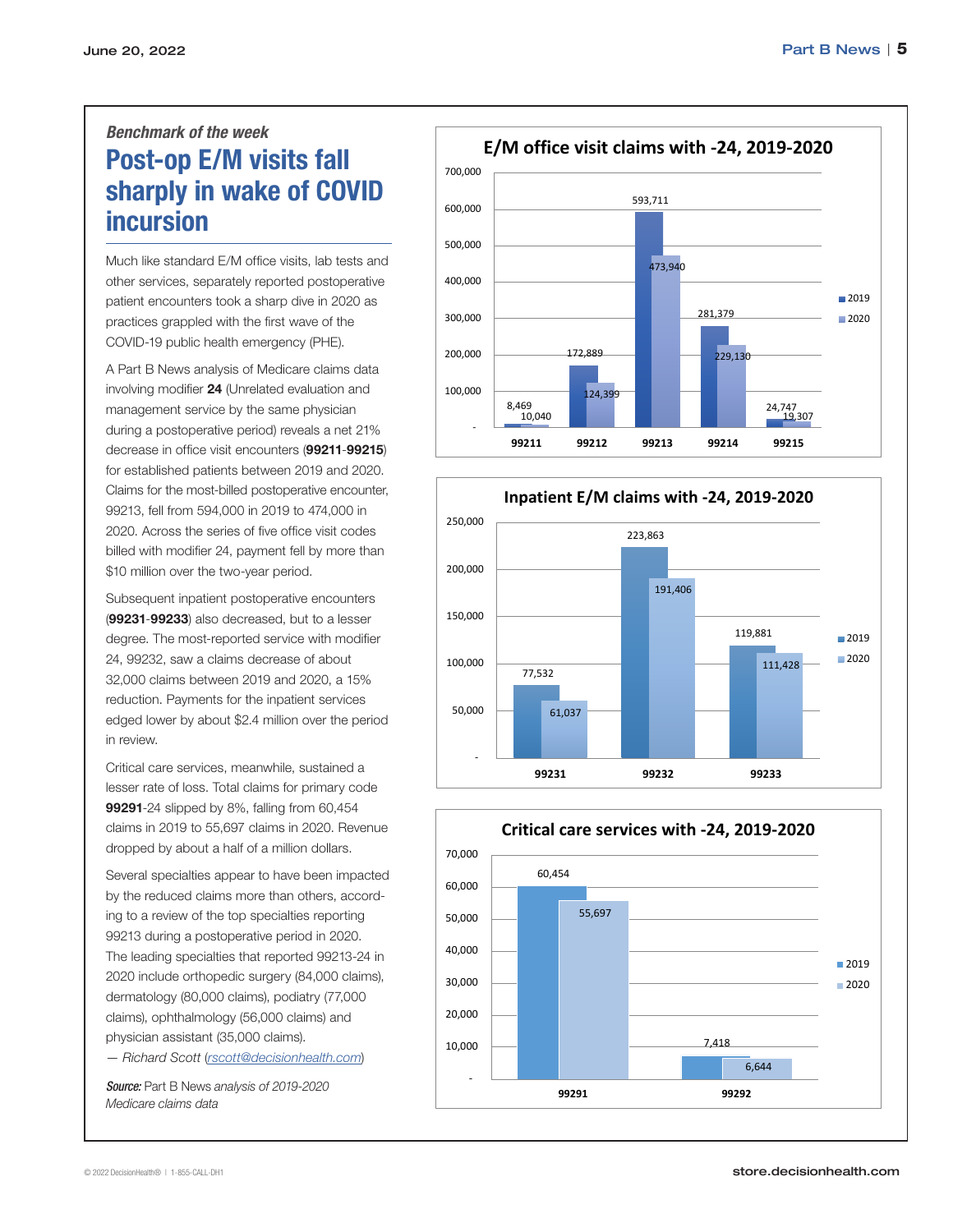*Benchmark of the week*

# Post-op E/M visits fall sharply in wake of COVID incursion

Much like standard E/M office visits, lab tests and other services, separately reported postoperative patient encounters took a sharp dive in 2020 as practices grappled with the first wave of the COVID-19 public health emergency (PHE).

A Part B News analysis of Medicare claims data involving modifier **24** (Unrelated evaluation and management service by the same physician during a postoperative period) reveals a net 21% decrease in office visit encounters (**99211**-**99215**) for established patients between 2019 and 2020. Claims for the most-billed postoperative encounter, 99213, fell from 594,000 in 2019 to 474,000 in 2020. Across the series of five office visit codes billed with modifier 24, payment fell by more than $10 million over the two-year period.

Subsequent inpatient postoperative encounters (**99231**-**99233**) also decreased, but to a lesser degree. The most-reported service with modifier 24, 99232, saw a claims decrease of about 32,000 claims between 2019 and 2020, a 15% reduction. Payments for the inpatient services edged lower by about $2.4 million over the period in review.

Critical care services, meanwhile, sustained a lesser rate of loss. Total claims for primary code **99291**-24 slipped by 8%, falling from 60,454 claims in 2019 to 55,697 claims in 2020. Revenue dropped by about a half of a million dollars.

Several specialties appear to have been impacted by the reduced claims more than others, according to a review of the top specialties reporting 99213 during a postoperative period in 2020. The leading specialties that reported 99213-24 in 2020 include orthopedic surgery (84,000 claims), dermatology (80,000 claims), podiatry (77,000 claims), ophthalmology (56,000 claims) and physician assistant (35,000 claims).

*— Richard Scott (rscott@decisionhealth.com)*

***Source:*** *Part B News analysis of 2019-2020 Medicare claims data*

**E/M office visit claims with -24, 2019-2020**

| Code | 2019 | 2020 |
|---|---|---|
| 99211 | 8,469 | 10,040 |
| 99212 | 172,889 | 124,399 |
| 99213 | 593,711 | 473,940 |
| 99214 | 281,379 | 229,130 |
| 99215 | 24,747 | 19,307 |

**Inpatient E/M claims with -24, 2019-2020**

| Code | 2019 | 2020 |
|---|---|---|
| 99231 | 77,532 | 61,037 |
| 99232 | 223,863 | 191,406 |
| 99233 | 119,881 | 111,428 |

**Critical care services with -24, 2019-2020**

| Code | 2019 | 2020 |
|---|---|---|
| 99291 | 60,454 | 55,697 |
| 99292 | 7,418 | 6,644 |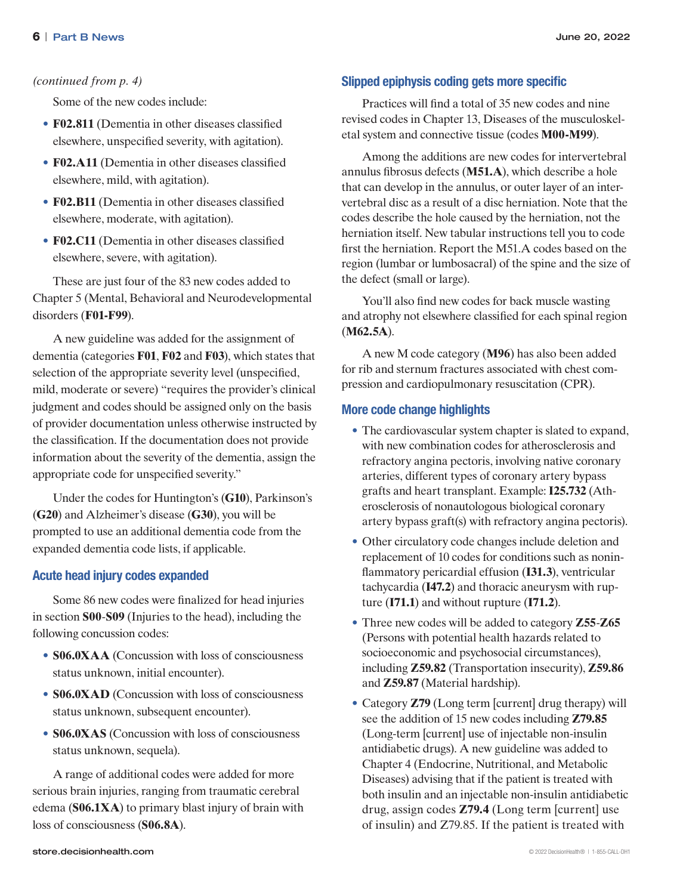*(continued from p. 4)*

Some of the new codes include:

- **F02.811** (Dementia in other diseases classified elsewhere, unspecified severity, with agitation).
- **F02.A11** (Dementia in other diseases classified elsewhere, mild, with agitation).
- **F02.B11** (Dementia in other diseases classified elsewhere, moderate, with agitation).
- **F02.C11** (Dementia in other diseases classified elsewhere, severe, with agitation).

These are just four of the 83 new codes added to Chapter 5 (Mental, Behavioral and Neurodevelopmental disorders (**F01-F99**).

A new guideline was added for the assignment of dementia (categories **F01**, **F02** and **F03**), which states that selection of the appropriate severity level (unspecified, mild, moderate or severe) "requires the provider's clinical judgment and codes should be assigned only on the basis of provider documentation unless otherwise instructed by the classification. If the documentation does not provide information about the severity of the dementia, assign the appropriate code for unspecified severity."

Under the codes for Huntington's (**G10**), Parkinson's (**G20**) and Alzheimer's disease (**G30**), you will be prompted to use an additional dementia code from the expanded dementia code lists, if applicable.

## Acute head injury codes expanded

Some 86 new codes were finalized for head injuries in section **S00**-**S09** (Injuries to the head), including the following concussion codes:

- **S06.0XAA** (Concussion with loss of consciousness status unknown, initial encounter).
- **S06.0XAD** (Concussion with loss of consciousness status unknown, subsequent encounter).
- **S06.0XAS** (Concussion with loss of consciousness status unknown, sequela).

A range of additional codes were added for more serious brain injuries, ranging from traumatic cerebral edema (**S06.1XA**) to primary blast injury of brain with loss of consciousness (**S06.8A**).

## Slipped epiphysis coding gets more specific

Practices will find a total of 35 new codes and nine revised codes in Chapter 13, Diseases of the musculoskeletal system and connective tissue (codes **M00-M99**).

Among the additions are new codes for intervertebral annulus fibrosus defects (**M51.A**), which describe a hole that can develop in the annulus, or outer layer of an intervertebral disc as a result of a disc herniation. Note that the codes describe the hole caused by the herniation, not the herniation itself. New tabular instructions tell you to code first the herniation. Report the M51.A codes based on the region (lumbar or lumbosacral) of the spine and the size of the defect (small or large).

You'll also find new codes for back muscle wasting and atrophy not elsewhere classified for each spinal region (**M62.5A**).

A new M code category (**M96**) has also been added for rib and sternum fractures associated with chest compression and cardiopulmonary resuscitation (CPR).

## More code change highlights

- The cardiovascular system chapter is slated to expand, with new combination codes for atherosclerosis and refractory angina pectoris, involving native coronary arteries, different types of coronary artery bypass grafts and heart transplant. Example: **I25.732** (Atherosclerosis of nonautologous biological coronary artery bypass graft(s) with refractory angina pectoris).
- Other circulatory code changes include deletion and replacement of 10 codes for conditions such as noninflammatory pericardial effusion (**I31.3**), ventricular tachycardia (**I47.2**) and thoracic aneurysm with rupture (**I71.1**) and without rupture (**I71.2**).
- Three new codes will be added to category **Z55**-**Z65** (Persons with potential health hazards related to socioeconomic and psychosocial circumstances), including **Z59.82** (Transportation insecurity), **Z59.86** and **Z59.87** (Material hardship).
- Category **Z79** (Long term [current] drug therapy) will see the addition of 15 new codes including **Z79.85** (Long-term [current] use of injectable non-insulin antidiabetic drugs). A new guideline was added to Chapter 4 (Endocrine, Nutritional, and Metabolic Diseases) advising that if the patient is treated with both insulin and an injectable non-insulin antidiabetic drug, assign codes **Z79.4** (Long term [current] use of insulin) and Z79.85. If the patient is treated with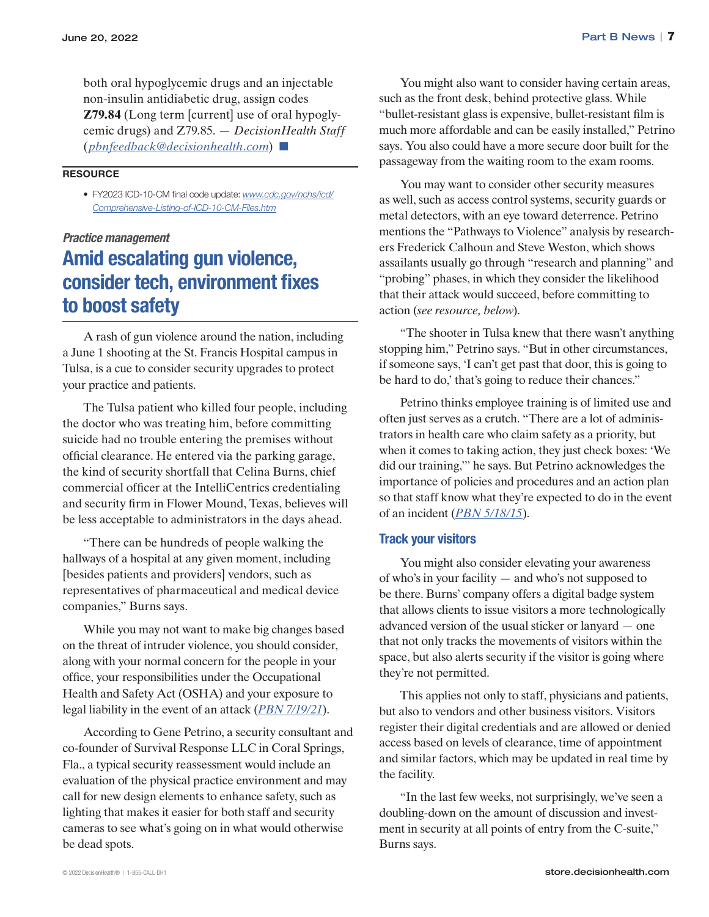both oral hypoglycemic drugs and an injectable non-insulin antidiabetic drug, assign codes **Z79.84** (Long term [current] use of oral hypoglycemic drugs) and Z79.85. — *DecisionHealth Staff* (*pbnfeedback@decisionhealth.com*) ■

**RESOURCE**

- FY2023 ICD-10-CM final code update: *www.cdc.gov/nchs/icd/Comprehensive-Listing-of-ICD-10-CM-Files.htm*

*Practice management*

## Amid escalating gun violence, consider tech, environment fixes to boost safety

A rash of gun violence around the nation, including a June 1 shooting at the St. Francis Hospital campus in Tulsa, is a cue to consider security upgrades to protect your practice and patients.

The Tulsa patient who killed four people, including the doctor who was treating him, before committing suicide had no trouble entering the premises without official clearance. He entered via the parking garage, the kind of security shortfall that Celina Burns, chief commercial officer at the IntelliCentrics credentialing and security firm in Flower Mound, Texas, believes will be less acceptable to administrators in the days ahead.

"There can be hundreds of people walking the hallways of a hospital at any given moment, including [besides patients and providers] vendors, such as representatives of pharmaceutical and medical device companies," Burns says.

While you may not want to make big changes based on the threat of intruder violence, you should consider, along with your normal concern for the people in your office, your responsibilities under the Occupational Health and Safety Act (OSHA) and your exposure to legal liability in the event of an attack (*PBN 7/19/21*).

According to Gene Petrino, a security consultant and co-founder of Survival Response LLC in Coral Springs, Fla., a typical security reassessment would include an evaluation of the physical practice environment and may call for new design elements to enhance safety, such as lighting that makes it easier for both staff and security cameras to see what's going on in what would otherwise be dead spots.

You might also want to consider having certain areas, such as the front desk, behind protective glass. While "bullet-resistant glass is expensive, bullet-resistant film is much more affordable and can be easily installed," Petrino says. You also could have a more secure door built for the passageway from the waiting room to the exam rooms.

You may want to consider other security measures as well, such as access control systems, security guards or metal detectors, with an eye toward deterrence. Petrino mentions the "Pathways to Violence" analysis by researchers Frederick Calhoun and Steve Weston, which shows assailants usually go through "research and planning" and "probing" phases, in which they consider the likelihood that their attack would succeed, before committing to action (*see resource, below*).

"The shooter in Tulsa knew that there wasn't anything stopping him," Petrino says. "But in other circumstances, if someone says, 'I can't get past that door, this is going to be hard to do,' that's going to reduce their chances."

Petrino thinks employee training is of limited use and often just serves as a crutch. "There are a lot of administrators in health care who claim safety as a priority, but when it comes to taking action, they just check boxes: 'We did our training,'" he says. But Petrino acknowledges the importance of policies and procedures and an action plan so that staff know what they're expected to do in the event of an incident (*PBN 5/18/15*).

### Track your visitors

You might also consider elevating your awareness of who's in your facility — and who's not supposed to be there. Burns' company offers a digital badge system that allows clients to issue visitors a more technologically advanced version of the usual sticker or lanyard — one that not only tracks the movements of visitors within the space, but also alerts security if the visitor is going where they're not permitted.

This applies not only to staff, physicians and patients, but also to vendors and other business visitors. Visitors register their digital credentials and are allowed or denied access based on levels of clearance, time of appointment and similar factors, which may be updated in real time by the facility.

"In the last few weeks, not surprisingly, we've seen a doubling-down on the amount of discussion and investment in security at all points of entry from the C-suite," Burns says.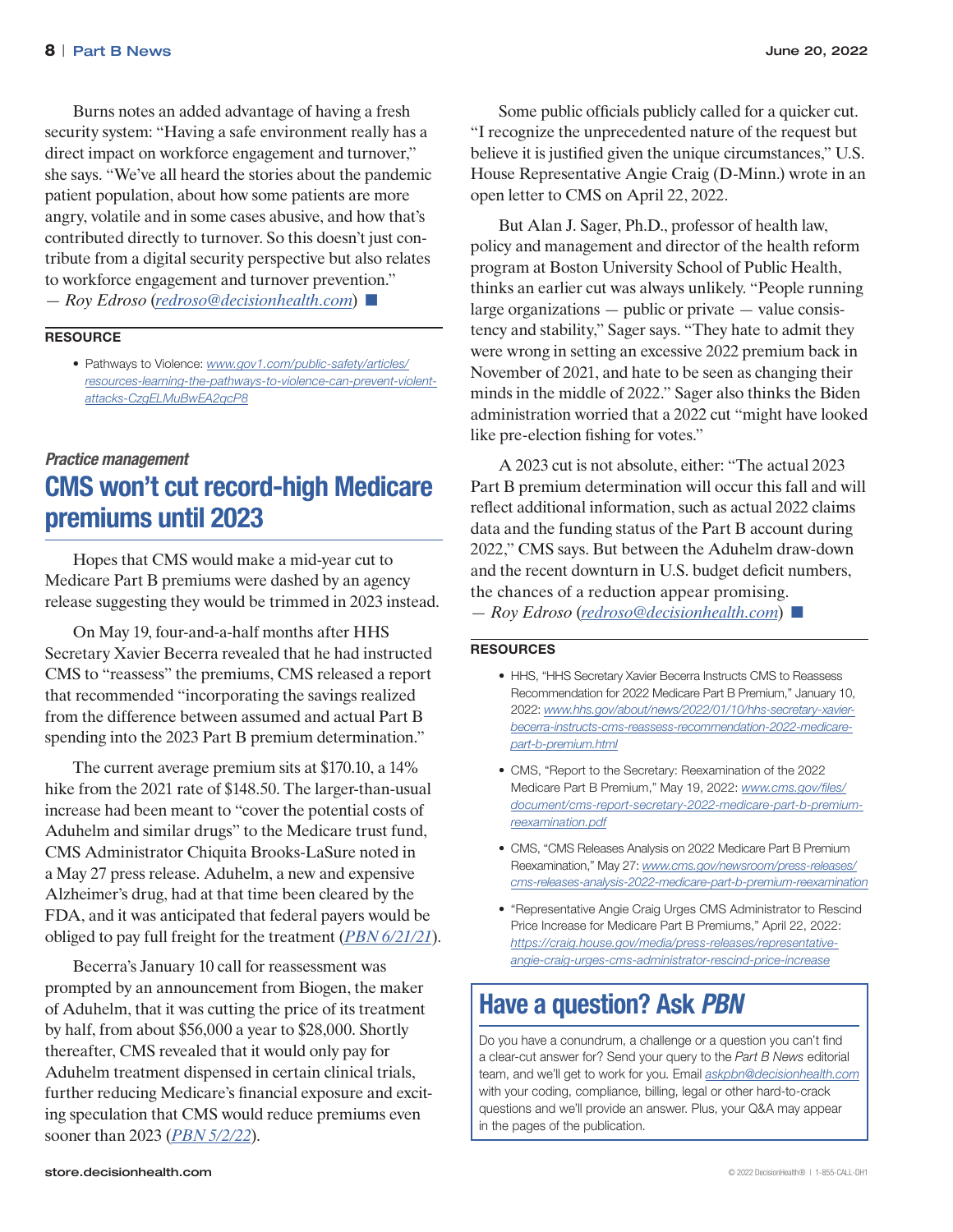Burns notes an added advantage of having a fresh security system: "Having a safe environment really has a direct impact on workforce engagement and turnover," she says. "We've all heard the stories about the pandemic patient population, about how some patients are more angry, volatile and in some cases abusive, and how that's contributed directly to turnover. So this doesn't just contribute from a digital security perspective but also relates to workforce engagement and turnover prevention." *— Roy Edroso* (*redroso@decisionhealth.com*) ■

**RESOURCE**

- Pathways to Violence: *www.gov1.com/public-safety/articles/resources-learning-the-pathways-to-violence-can-prevent-violent-attacks-CzgELMuBwEA2qcP8*

*Practice management*

## CMS won't cut record-high Medicare premiums until 2023

Hopes that CMS would make a mid-year cut to Medicare Part B premiums were dashed by an agency release suggesting they would be trimmed in 2023 instead.

On May 19, four-and-a-half months after HHS Secretary Xavier Becerra revealed that he had instructed CMS to "reassess" the premiums, CMS released a report that recommended "incorporating the savings realized from the difference between assumed and actual Part B spending into the 2023 Part B premium determination."

The current average premium sits at $170.10, a 14% hike from the 2021 rate of $148.50. The larger-than-usual increase had been meant to "cover the potential costs of Aduhelm and similar drugs" to the Medicare trust fund, CMS Administrator Chiquita Brooks-LaSure noted in a May 27 press release. Aduhelm, a new and expensive Alzheimer's drug, had at that time been cleared by the FDA, and it was anticipated that federal payers would be obliged to pay full freight for the treatment (*PBN 6/21/21*).

Becerra's January 10 call for reassessment was prompted by an announcement from Biogen, the maker of Aduhelm, that it was cutting the price of its treatment by half, from about $56,000 a year to $28,000. Shortly thereafter, CMS revealed that it would only pay for Aduhelm treatment dispensed in certain clinical trials, further reducing Medicare's financial exposure and exciting speculation that CMS would reduce premiums even sooner than 2023 (*PBN 5/2/22*).

Some public officials publicly called for a quicker cut. "I recognize the unprecedented nature of the request but believe it is justified given the unique circumstances," U.S. House Representative Angie Craig (D-Minn.) wrote in an open letter to CMS on April 22, 2022.

But Alan J. Sager, Ph.D., professor of health law, policy and management and director of the health reform program at Boston University School of Public Health, thinks an earlier cut was always unlikely. "People running large organizations — public or private — value consistency and stability," Sager says. "They hate to admit they were wrong in setting an excessive 2022 premium back in November of 2021, and hate to be seen as changing their minds in the middle of 2022." Sager also thinks the Biden administration worried that a 2022 cut "might have looked like pre-election fishing for votes."

A 2023 cut is not absolute, either: "The actual 2023 Part B premium determination will occur this fall and will reflect additional information, such as actual 2022 claims data and the funding status of the Part B account during 2022," CMS says. But between the Aduhelm draw-down and the recent downturn in U.S. budget deficit numbers, the chances of a reduction appear promising. *— Roy Edroso* (*redroso@decisionhealth.com*) ■

**RESOURCES**

- HHS, "HHS Secretary Xavier Becerra Instructs CMS to Reassess Recommendation for 2022 Medicare Part B Premium," January 10, 2022: *www.hhs.gov/about/news/2022/01/10/hhs-secretary-xavier-becerra-instructs-cms-reassess-recommendation-2022-medicare-part-b-premium.html*
- CMS, "Report to the Secretary: Reexamination of the 2022 Medicare Part B Premium," May 19, 2022: *www.cms.gov/files/document/cms-report-secretary-2022-medicare-part-b-premium-reexamination.pdf*
- CMS, "CMS Releases Analysis on 2022 Medicare Part B Premium Reexamination," May 27: *www.cms.gov/newsroom/press-releases/cms-releases-analysis-2022-medicare-part-b-premium-reexamination*
- "Representative Angie Craig Urges CMS Administrator to Rescind Price Increase for Medicare Part B Premiums," April 22, 2022: *https://craig.house.gov/media/press-releases/representative-angie-craig-urges-cms-administrator-rescind-price-increase*

## Have a question? Ask *PBN*

Do you have a conundrum, a challenge or a question you can't find a clear-cut answer for? Send your query to the *Part B News* editorial team, and we'll get to work for you. Email *askpbn@decisionhealth.com* with your coding, compliance, billing, legal or other hard-to-crack questions and we'll provide an answer. Plus, your Q&A may appear in the pages of the publication.